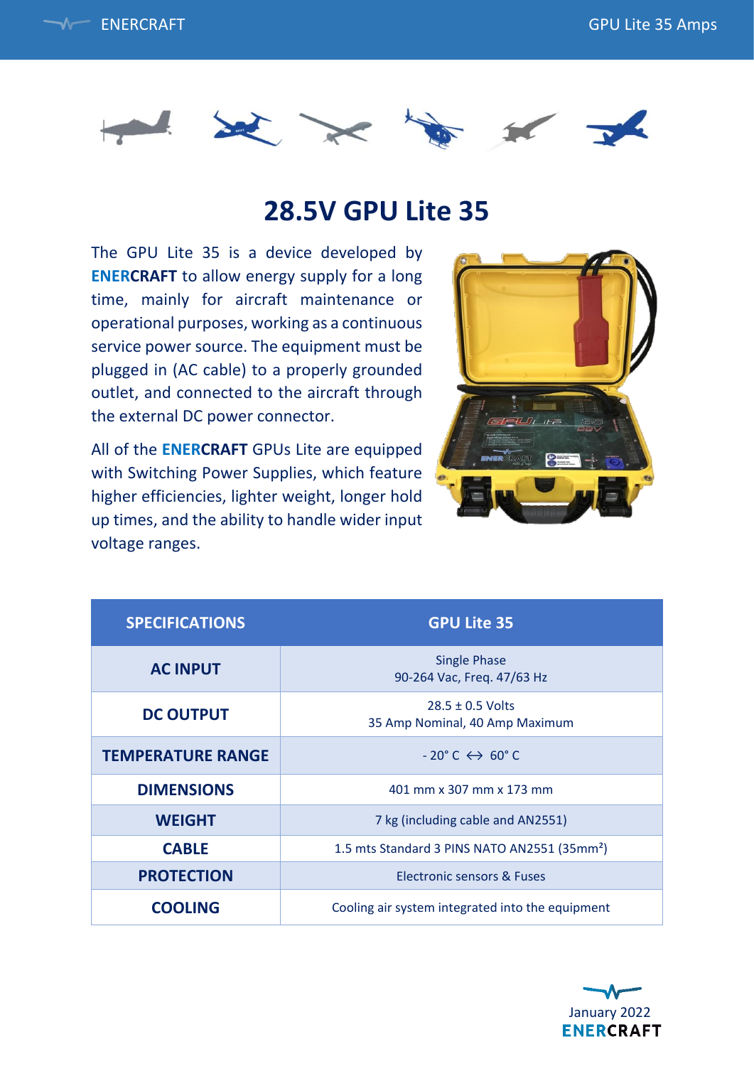# 28.5V GPU Lite 35

The GPU Lite 35 is a device developed by **ENERCRAFT** to allow energy supply for a long time, mainly for aircraft maintenance or operational purposes, working as a continuous service power source. The equipment must be plugged in (AC cable) to a properly grounded outlet, and connected to the aircraft through the external DC power connector.

All of the **ENERCRAFT** GPUs Lite are equipped with Switching Power Supplies, which feature higher efficiencies, lighter weight, longer hold up times, and the ability to handle wider input voltage ranges.

| SPECIFICATIONS | GPU Lite 35 |
| --- | --- |
| **AC INPUT** | Single Phase<br>90-264 Vac, Freq. 47/63 Hz |
| **DC OUTPUT** | 28.5 ± 0.5 Volts<br>35 Amp Nominal, 40 Amp Maximum |
| **TEMPERATURE RANGE** | - 20° C ↔ 60° C |
| **DIMENSIONS** | 401 mm x 307 mm x 173 mm |
| **WEIGHT** | 7 kg (including cable and AN2551) |
| **CABLE** | 1.5 mts Standard 3 PINS NATO AN2551 (35mm²) |
| **PROTECTION** | Electronic sensors & Fuses |
| **COOLING** | Cooling air system integrated into the equipment |

January 2022
ENERCRAFT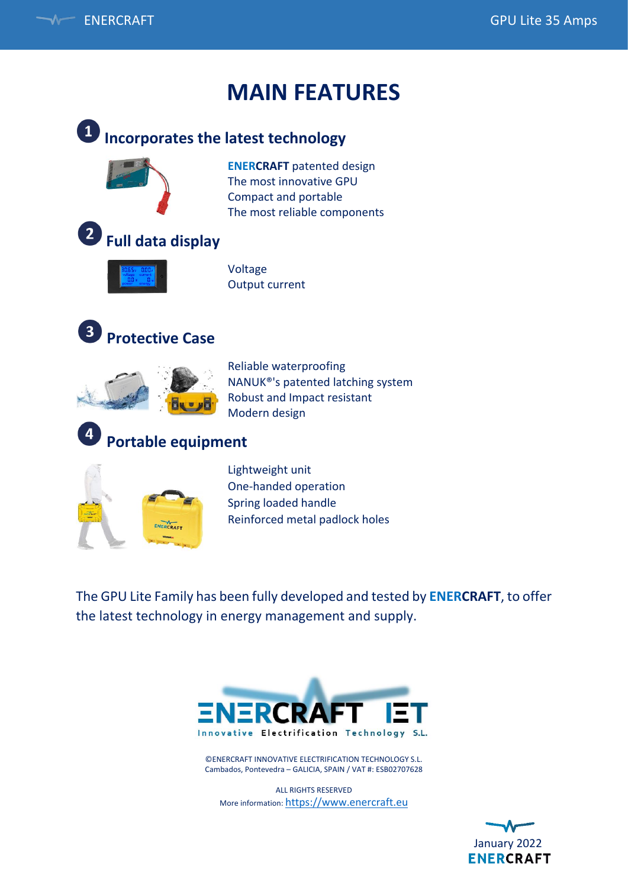# MAIN FEATURES

## 1 Incorporates the latest technology

**ENERCRAFT** patented design
The most innovative GPU
Compact and portable
The most reliable components

## 2 Full data display

Voltage
Output current

## 3 Protective Case

Reliable waterproofing
NANUK®'s patented latching system
Robust and Impact resistant
Modern design

## 4 Portable equipment

Lightweight unit
One-handed operation
Spring loaded handle
Reinforced metal padlock holes

The GPU Lite Family has been fully developed and tested by **ENERCRAFT**, to offer the latest technology in energy management and supply.

ENERCRAFT IET
Innovative Electrification Technology S.L.

©ENERCRAFT INNOVATIVE ELECTRIFICATION TECHNOLOGY S.L.
Cambados, Pontevedra – GALICIA, SPAIN / VAT #: ESB02707628

ALL RIGHTS RESERVED
More information: https://www.enercraft.eu

January 2022
ENERCRAFT